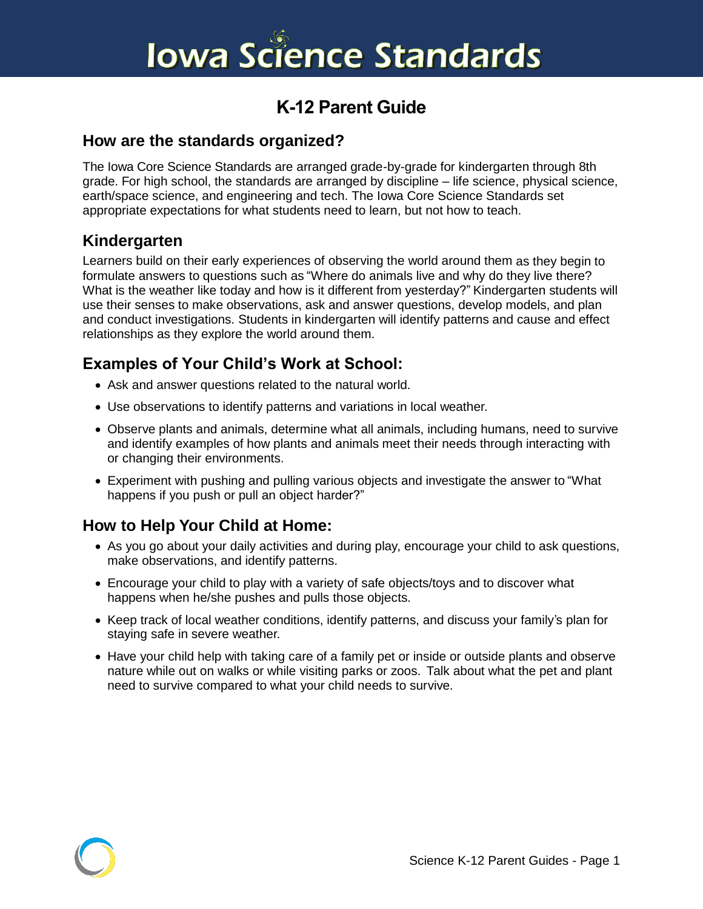# Iowa Science Standards

## K-12 Parent Guide

### How are the standards organized?

The Iowa Core Science Standards are arranged grade-by-grade for kindergarten through 8th grade. For high school, the standards are arranged by discipline – life science, physical science, earth/space science, and engineering and tech. The Iowa Core Science Standards set appropriate expectations for what students need to learn, but not how to teach.

### Kindergarten

Learners build on their early experiences of observing the world around them as they begin to formulate answers to questions such as "Where do animals live and why do they live there? What is the weather like today and how is it different from yesterday?" Kindergarten students will use their senses to make observations, ask and answer questions, develop models, and plan and conduct investigations. Students in kindergarten will identify patterns and cause and effect relationships as they explore the world around them.

### Examples of Your Child's Work at School:

- Ask and answer questions related to the natural world.
- Use observations to identify patterns and variations in local weather.
- Observe plants and animals, determine what all animals, including humans, need to survive and identify examples of how plants and animals meet their needs through interacting with or changing their environments.
- Experiment with pushing and pulling various objects and investigate the answer to "What happens if you push or pull an object harder?"

### How to Help Your Child at Home:

- As you go about your daily activities and during play, encourage your child to ask questions, make observations, and identify patterns.
- Encourage your child to play with a variety of safe objects/toys and to discover what happens when he/she pushes and pulls those objects.
- Keep track of local weather conditions, identify patterns, and discuss your family's plan for staying safe in severe weather.
- Have your child help with taking care of a family pet or inside or outside plants and observe nature while out on walks or while visiting parks or zoos. Talk about what the pet and plant need to survive compared to what your child needs to survive.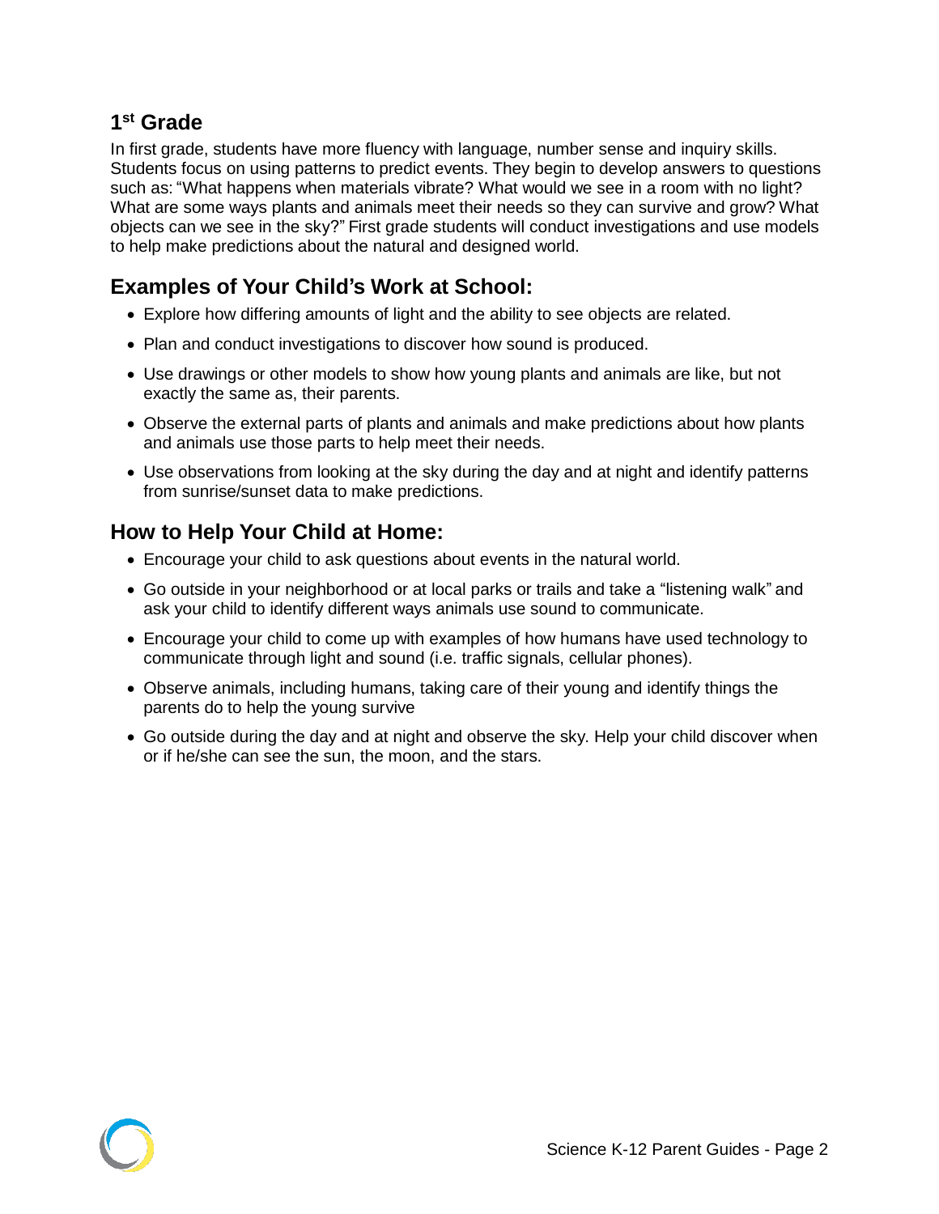## 1st Grade

In first grade, students have more fluency with language, number sense and inquiry skills. Students focus on using patterns to predict events. They begin to develop answers to questions such as: "What happens when materials vibrate? What would we see in a room with no light? What are some ways plants and animals meet their needs so they can survive and grow? What objects can we see in the sky?" First grade students will conduct investigations and use models to help make predictions about the natural and designed world.

## Examples of Your Child's Work at School:

- Explore how differing amounts of light and the ability to see objects are related.
- Plan and conduct investigations to discover how sound is produced.
- Use drawings or other models to show how young plants and animals are like, but not exactly the same as, their parents.
- Observe the external parts of plants and animals and make predictions about how plants and animals use those parts to help meet their needs.
- Use observations from looking at the sky during the day and at night and identify patterns from sunrise/sunset data to make predictions.

## How to Help Your Child at Home:

- Encourage your child to ask questions about events in the natural world.
- Go outside in your neighborhood or at local parks or trails and take a "listening walk" and ask your child to identify different ways animals use sound to communicate.
- Encourage your child to come up with examples of how humans have used technology to communicate through light and sound (i.e. traffic signals, cellular phones).
- Observe animals, including humans, taking care of their young and identify things the parents do to help the young survive
- Go outside during the day and at night and observe the sky. Help your child discover when or if he/she can see the sun, the moon, and the stars.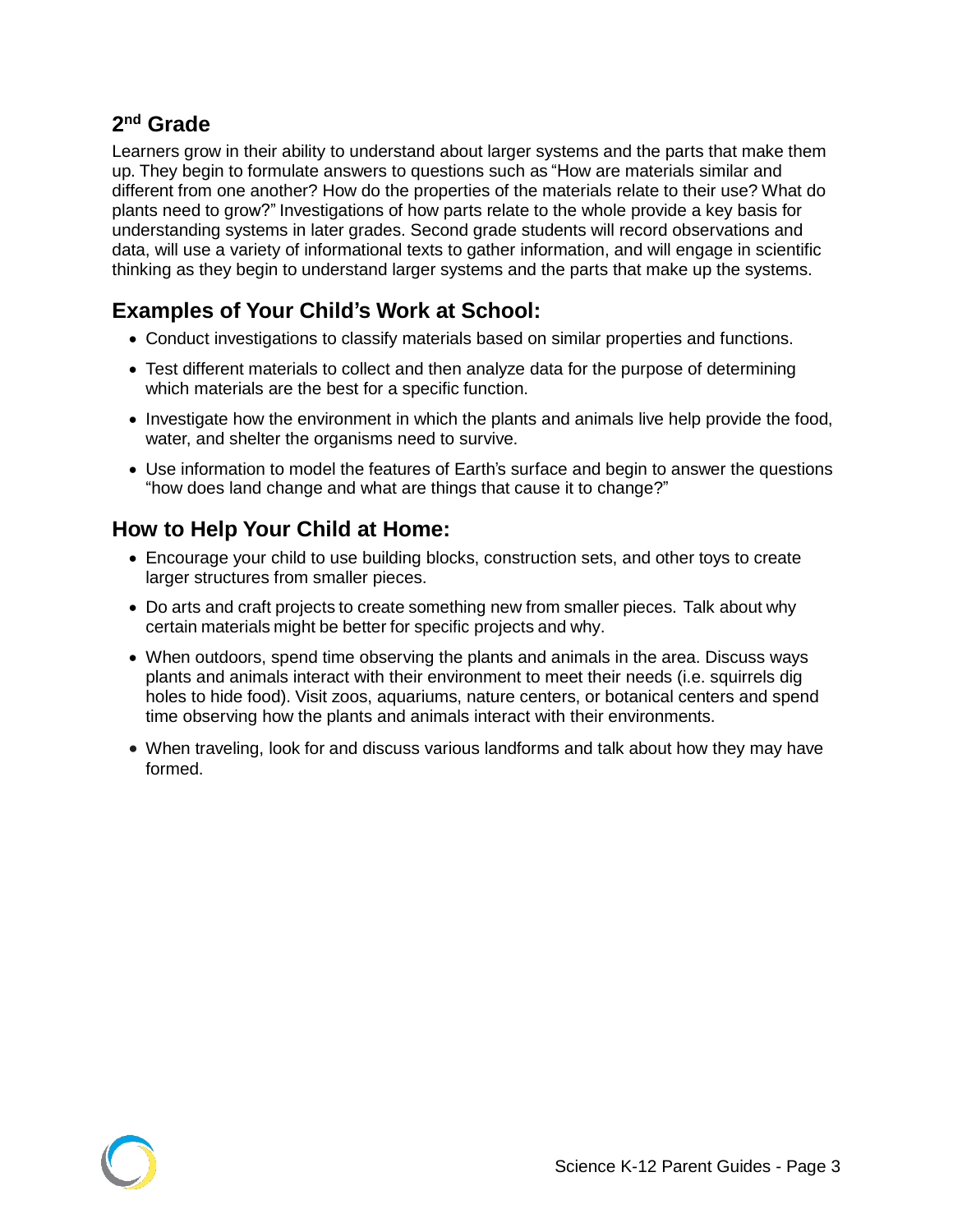## 2nd Grade

Learners grow in their ability to understand about larger systems and the parts that make them up. They begin to formulate answers to questions such as "How are materials similar and different from one another? How do the properties of the materials relate to their use? What do plants need to grow?" Investigations of how parts relate to the whole provide a key basis for understanding systems in later grades. Second grade students will record observations and data, will use a variety of informational texts to gather information, and will engage in scientific thinking as they begin to understand larger systems and the parts that make up the systems.

## Examples of Your Child's Work at School:

- Conduct investigations to classify materials based on similar properties and functions.
- Test different materials to collect and then analyze data for the purpose of determining which materials are the best for a specific function.
- Investigate how the environment in which the plants and animals live help provide the food, water, and shelter the organisms need to survive.
- Use information to model the features of Earth's surface and begin to answer the questions "how does land change and what are things that cause it to change?"

## How to Help Your Child at Home:

- Encourage your child to use building blocks, construction sets, and other toys to create larger structures from smaller pieces.
- Do arts and craft projects to create something new from smaller pieces. Talk about why certain materials might be better for specific projects and why.
- When outdoors, spend time observing the plants and animals in the area. Discuss ways plants and animals interact with their environment to meet their needs (i.e. squirrels dig holes to hide food). Visit zoos, aquariums, nature centers, or botanical centers and spend time observing how the plants and animals interact with their environments.
- When traveling, look for and discuss various landforms and talk about how they may have formed.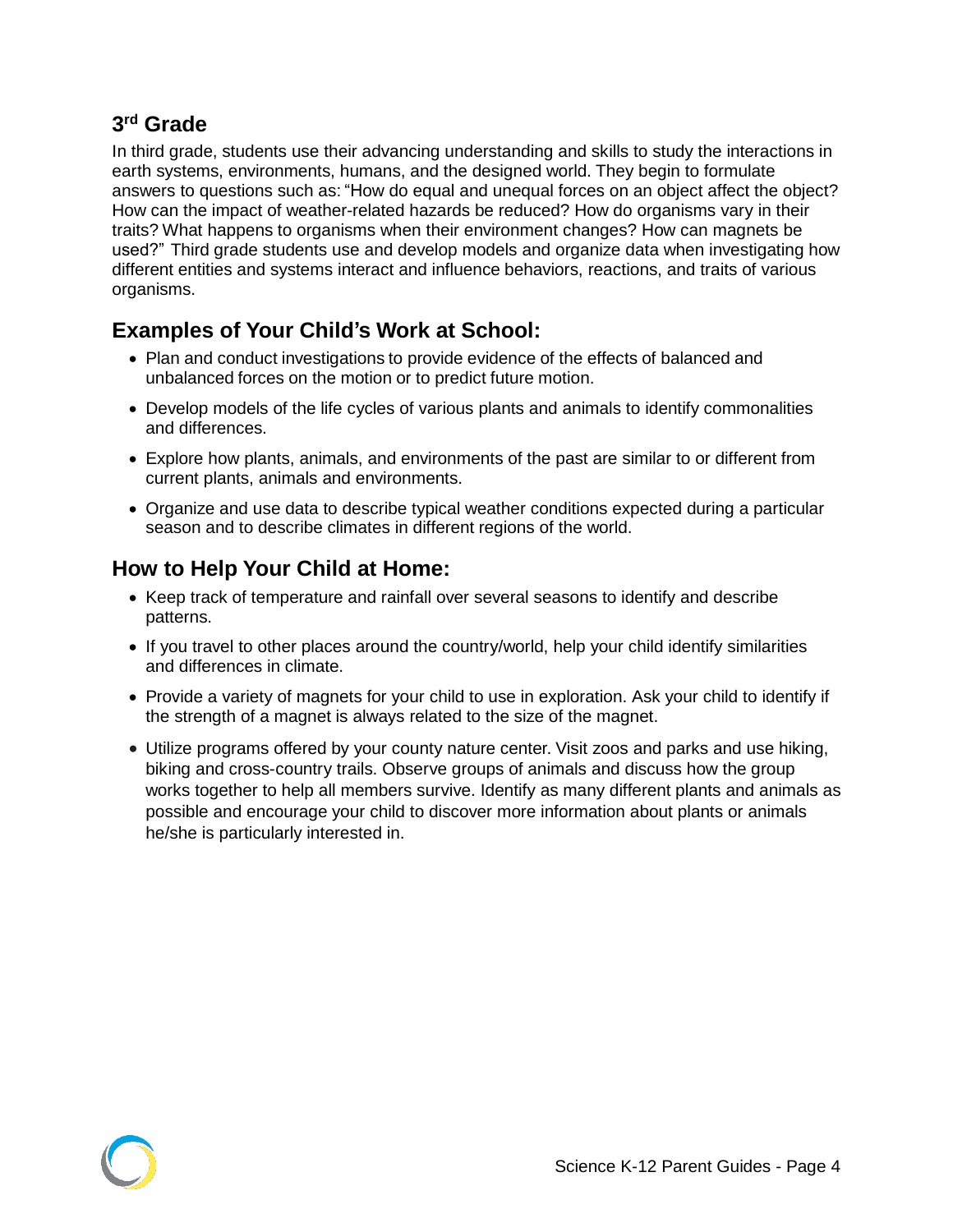## 3rd Grade

In third grade, students use their advancing understanding and skills to study the interactions in earth systems, environments, humans, and the designed world. They begin to formulate answers to questions such as: "How do equal and unequal forces on an object affect the object? How can the impact of weather-related hazards be reduced? How do organisms vary in their traits? What happens to organisms when their environment changes? How can magnets be used?" Third grade students use and develop models and organize data when investigating how different entities and systems interact and influence behaviors, reactions, and traits of various organisms.

### Examples of Your Child's Work at School:

- Plan and conduct investigations to provide evidence of the effects of balanced and unbalanced forces on the motion or to predict future motion.
- Develop models of the life cycles of various plants and animals to identify commonalities and differences.
- Explore how plants, animals, and environments of the past are similar to or different from current plants, animals and environments.
- Organize and use data to describe typical weather conditions expected during a particular season and to describe climates in different regions of the world.

### How to Help Your Child at Home:

- Keep track of temperature and rainfall over several seasons to identify and describe patterns.
- If you travel to other places around the country/world, help your child identify similarities and differences in climate.
- Provide a variety of magnets for your child to use in exploration. Ask your child to identify if the strength of a magnet is always related to the size of the magnet.
- Utilize programs offered by your county nature center. Visit zoos and parks and use hiking, biking and cross-country trails. Observe groups of animals and discuss how the group works together to help all members survive. Identify as many different plants and animals as possible and encourage your child to discover more information about plants or animals he/she is particularly interested in.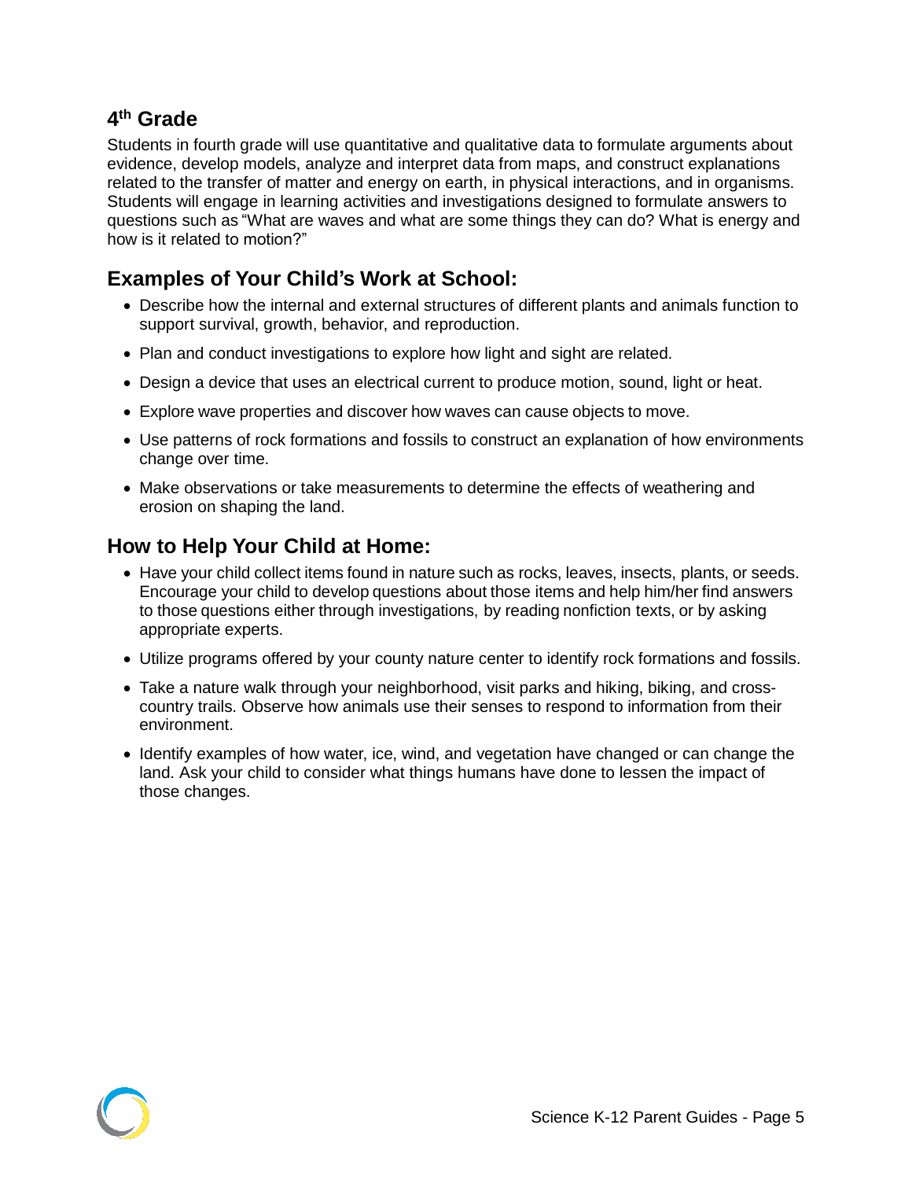## 4th Grade

Students in fourth grade will use quantitative and qualitative data to formulate arguments about evidence, develop models, analyze and interpret data from maps, and construct explanations related to the transfer of matter and energy on earth, in physical interactions, and in organisms. Students will engage in learning activities and investigations designed to formulate answers to questions such as "What are waves and what are some things they can do? What is energy and how is it related to motion?"

## Examples of Your Child's Work at School:

- Describe how the internal and external structures of different plants and animals function to support survival, growth, behavior, and reproduction.
- Plan and conduct investigations to explore how light and sight are related.
- Design a device that uses an electrical current to produce motion, sound, light or heat.
- Explore wave properties and discover how waves can cause objects to move.
- Use patterns of rock formations and fossils to construct an explanation of how environments change over time.
- Make observations or take measurements to determine the effects of weathering and erosion on shaping the land.

## How to Help Your Child at Home:

- Have your child collect items found in nature such as rocks, leaves, insects, plants, or seeds. Encourage your child to develop questions about those items and help him/her find answers to those questions either through investigations, by reading nonfiction texts, or by asking appropriate experts.
- Utilize programs offered by your county nature center to identify rock formations and fossils.
- Take a nature walk through your neighborhood, visit parks and hiking, biking, and cross-country trails. Observe how animals use their senses to respond to information from their environment.
- Identify examples of how water, ice, wind, and vegetation have changed or can change the land. Ask your child to consider what things humans have done to lessen the impact of those changes.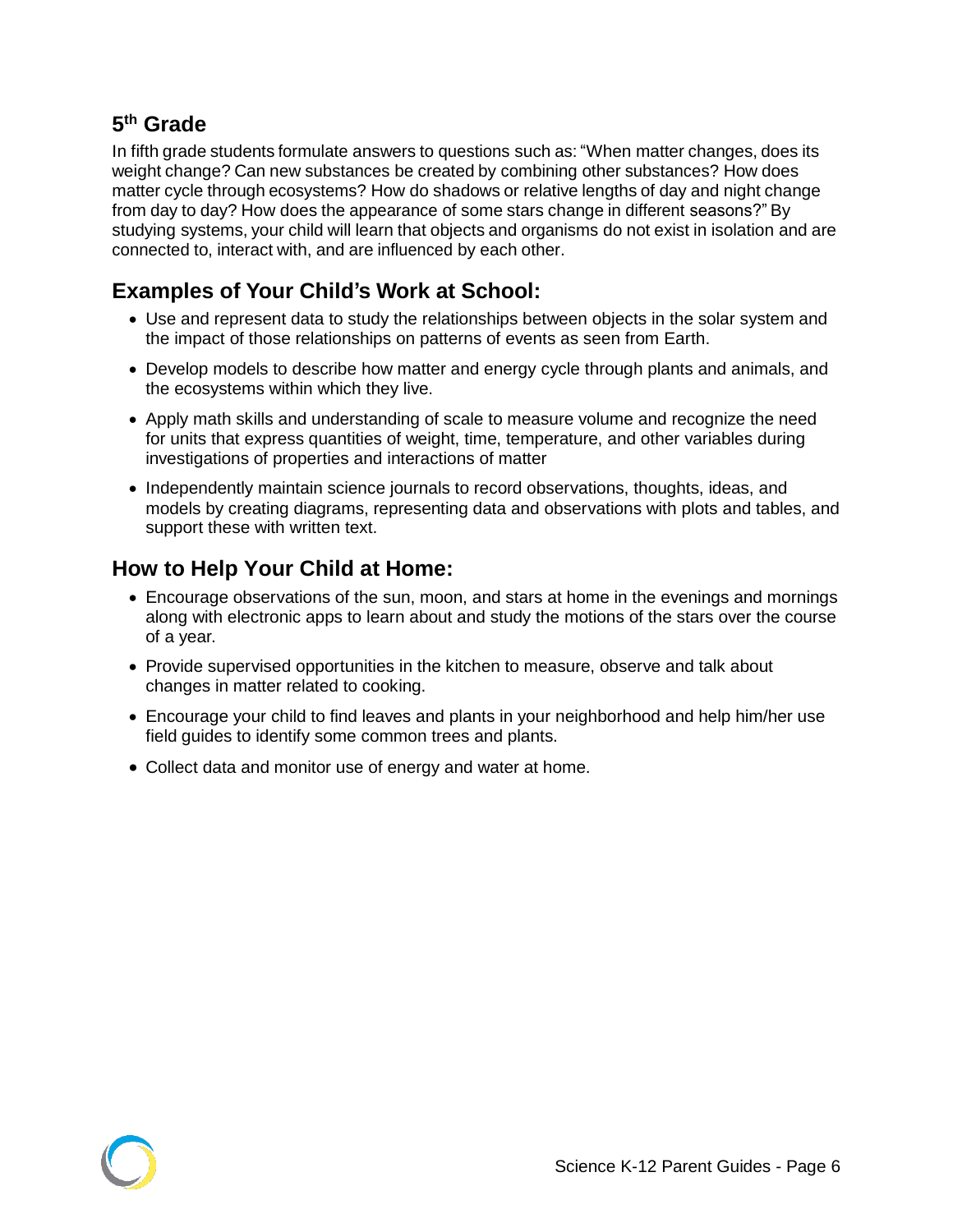## 5th Grade

In fifth grade students formulate answers to questions such as: “When matter changes, does its weight change? Can new substances be created by combining other substances? How does matter cycle through ecosystems? How do shadows or relative lengths of day and night change from day to day? How does the appearance of some stars change in different seasons?” By studying systems, your child will learn that objects and organisms do not exist in isolation and are connected to, interact with, and are influenced by each other.

## Examples of Your Child’s Work at School:

- Use and represent data to study the relationships between objects in the solar system and the impact of those relationships on patterns of events as seen from Earth.
- Develop models to describe how matter and energy cycle through plants and animals, and the ecosystems within which they live.
- Apply math skills and understanding of scale to measure volume and recognize the need for units that express quantities of weight, time, temperature, and other variables during investigations of properties and interactions of matter
- Independently maintain science journals to record observations, thoughts, ideas, and models by creating diagrams, representing data and observations with plots and tables, and support these with written text.

## How to Help Your Child at Home:

- Encourage observations of the sun, moon, and stars at home in the evenings and mornings along with electronic apps to learn about and study the motions of the stars over the course of a year.
- Provide supervised opportunities in the kitchen to measure, observe and talk about changes in matter related to cooking.
- Encourage your child to find leaves and plants in your neighborhood and help him/her use field guides to identify some common trees and plants.
- Collect data and monitor use of energy and water at home.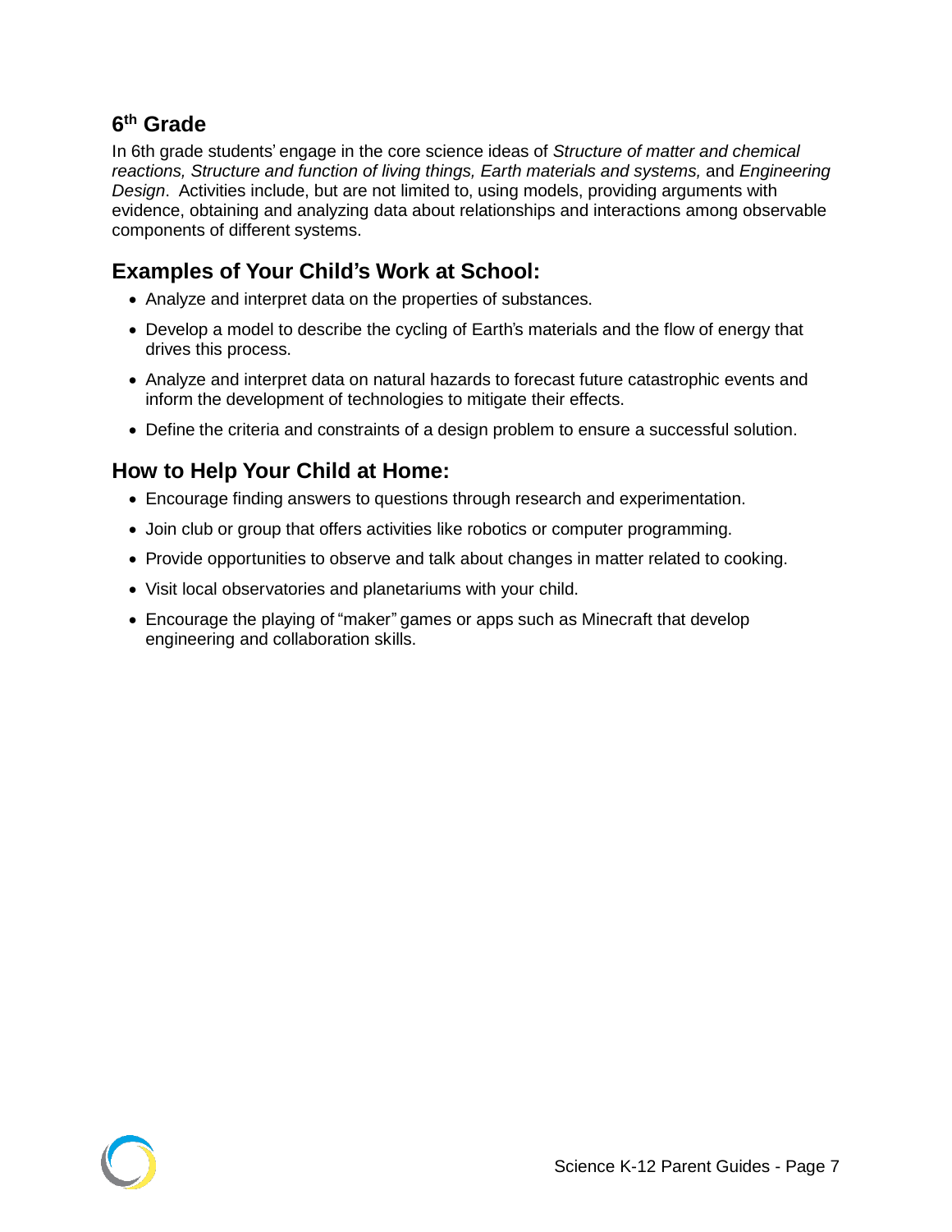## 6th Grade

In 6th grade students' engage in the core science ideas of *Structure of matter and chemical reactions, Structure and function of living things, Earth materials and systems,* and *Engineering Design*. Activities include, but are not limited to, using models, providing arguments with evidence, obtaining and analyzing data about relationships and interactions among observable components of different systems.

## Examples of Your Child's Work at School:

- Analyze and interpret data on the properties of substances.
- Develop a model to describe the cycling of Earth's materials and the flow of energy that drives this process.
- Analyze and interpret data on natural hazards to forecast future catastrophic events and inform the development of technologies to mitigate their effects.
- Define the criteria and constraints of a design problem to ensure a successful solution.

## How to Help Your Child at Home:

- Encourage finding answers to questions through research and experimentation.
- Join club or group that offers activities like robotics or computer programming.
- Provide opportunities to observe and talk about changes in matter related to cooking.
- Visit local observatories and planetariums with your child.
- Encourage the playing of "maker" games or apps such as Minecraft that develop engineering and collaboration skills.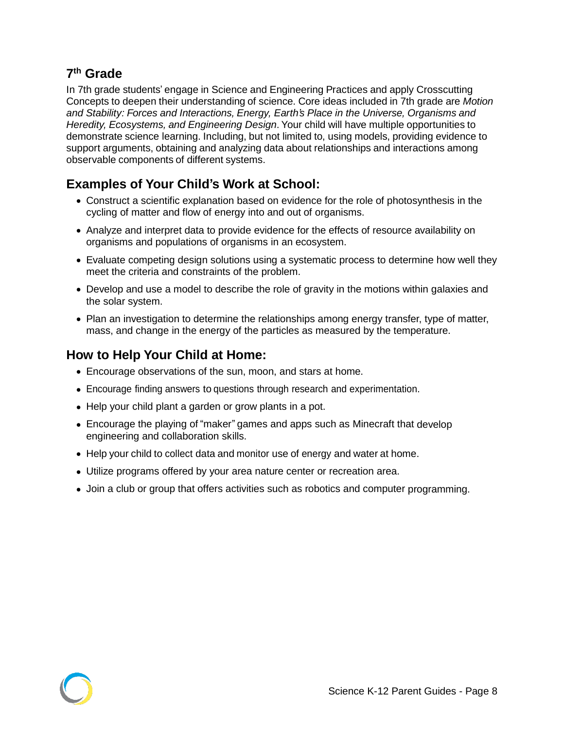## 7th Grade

In 7th grade students' engage in Science and Engineering Practices and apply Crosscutting Concepts to deepen their understanding of science. Core ideas included in 7th grade are *Motion and Stability: Forces and Interactions, Energy, Earth's Place in the Universe, Organisms and Heredity, Ecosystems, and Engineering Design*. Your child will have multiple opportunities to demonstrate science learning. Including, but not limited to, using models, providing evidence to support arguments, obtaining and analyzing data about relationships and interactions among observable components of different systems.

## Examples of Your Child's Work at School:

- Construct a scientific explanation based on evidence for the role of photosynthesis in the cycling of matter and flow of energy into and out of organisms.
- Analyze and interpret data to provide evidence for the effects of resource availability on organisms and populations of organisms in an ecosystem.
- Evaluate competing design solutions using a systematic process to determine how well they meet the criteria and constraints of the problem.
- Develop and use a model to describe the role of gravity in the motions within galaxies and the solar system.
- Plan an investigation to determine the relationships among energy transfer, type of matter, mass, and change in the energy of the particles as measured by the temperature.

## How to Help Your Child at Home:

- Encourage observations of the sun, moon, and stars at home.
- Encourage finding answers to questions through research and experimentation.
- Help your child plant a garden or grow plants in a pot.
- Encourage the playing of "maker" games and apps such as Minecraft that develop engineering and collaboration skills.
- Help your child to collect data and monitor use of energy and water at home.
- Utilize programs offered by your area nature center or recreation area.
- Join a club or group that offers activities such as robotics and computer programming.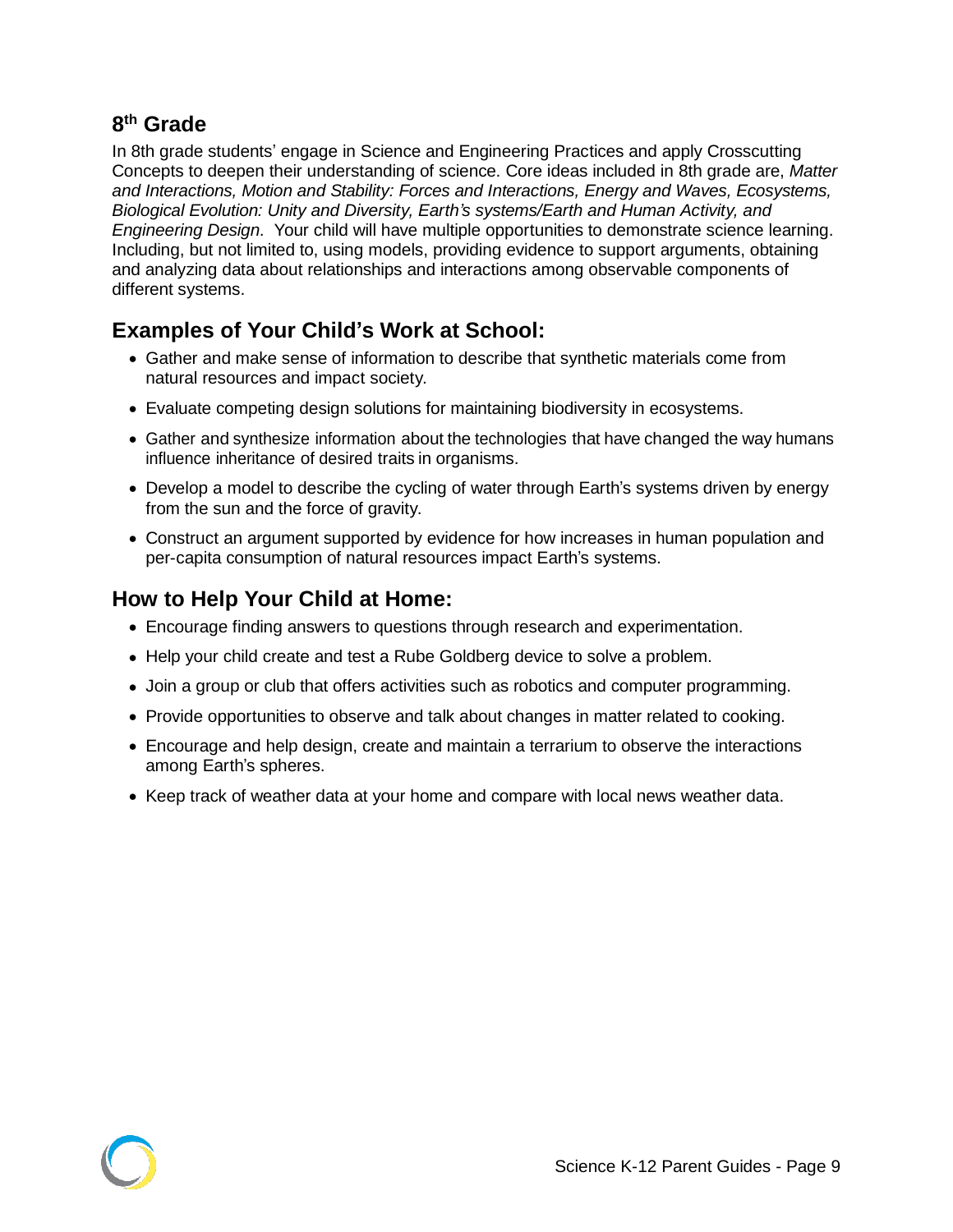## 8th Grade

In 8th grade students' engage in Science and Engineering Practices and apply Crosscutting Concepts to deepen their understanding of science. Core ideas included in 8th grade are, *Matter and Interactions, Motion and Stability: Forces and Interactions, Energy and Waves, Ecosystems, Biological Evolution: Unity and Diversity, Earth's systems/Earth and Human Activity, and Engineering Design*. Your child will have multiple opportunities to demonstrate science learning. Including, but not limited to, using models, providing evidence to support arguments, obtaining and analyzing data about relationships and interactions among observable components of different systems.

## Examples of Your Child's Work at School:

- Gather and make sense of information to describe that synthetic materials come from natural resources and impact society.
- Evaluate competing design solutions for maintaining biodiversity in ecosystems.
- Gather and synthesize information about the technologies that have changed the way humans influence inheritance of desired traits in organisms.
- Develop a model to describe the cycling of water through Earth's systems driven by energy from the sun and the force of gravity.
- Construct an argument supported by evidence for how increases in human population and per-capita consumption of natural resources impact Earth's systems.

## How to Help Your Child at Home:

- Encourage finding answers to questions through research and experimentation.
- Help your child create and test a Rube Goldberg device to solve a problem.
- Join a group or club that offers activities such as robotics and computer programming.
- Provide opportunities to observe and talk about changes in matter related to cooking.
- Encourage and help design, create and maintain a terrarium to observe the interactions among Earth's spheres.
- Keep track of weather data at your home and compare with local news weather data.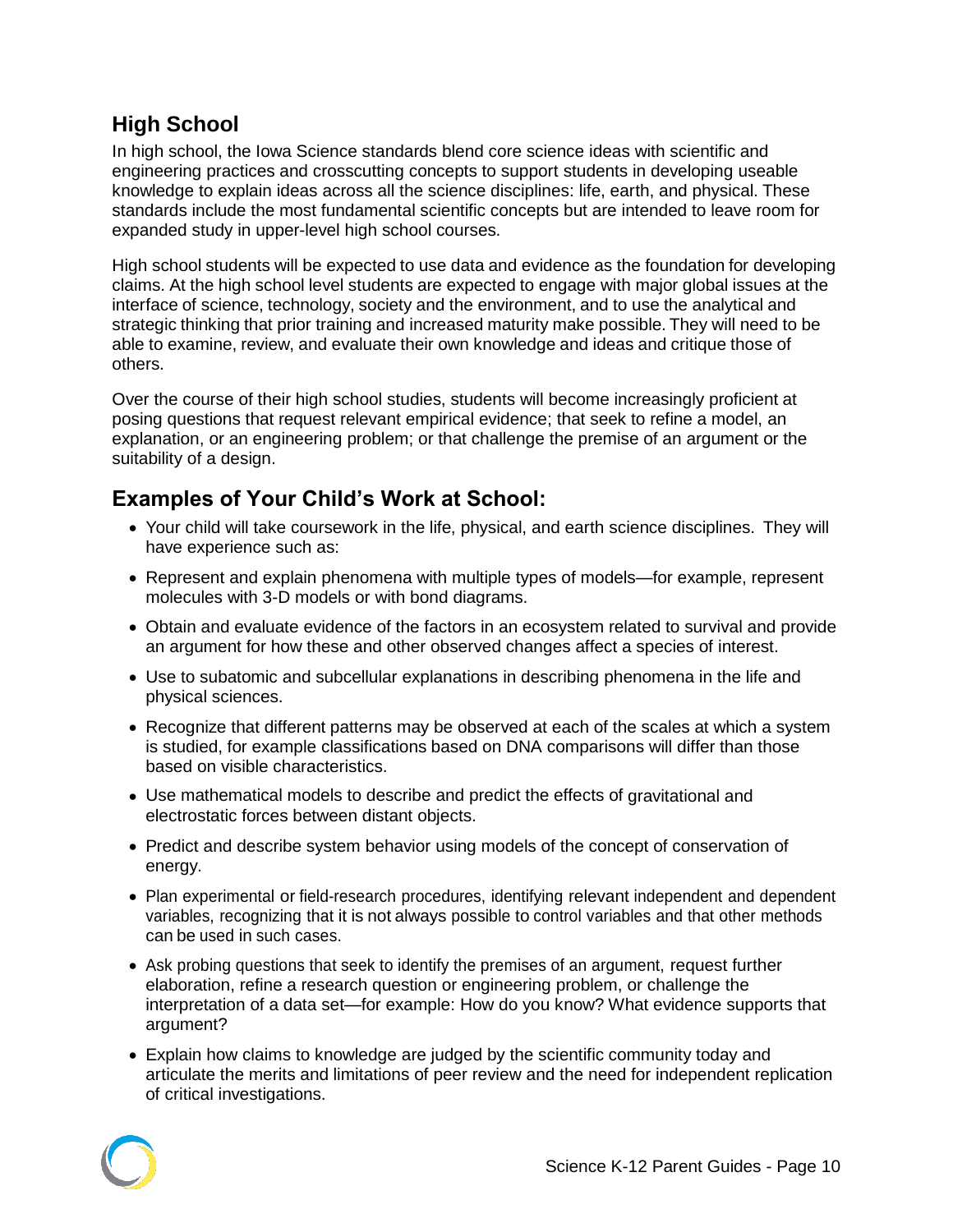## High School

In high school, the Iowa Science standards blend core science ideas with scientific and engineering practices and crosscutting concepts to support students in developing useable knowledge to explain ideas across all the science disciplines: life, earth, and physical. These standards include the most fundamental scientific concepts but are intended to leave room for expanded study in upper-level high school courses.

High school students will be expected to use data and evidence as the foundation for developing claims. At the high school level students are expected to engage with major global issues at the interface of science, technology, society and the environment, and to use the analytical and strategic thinking that prior training and increased maturity make possible. They will need to be able to examine, review, and evaluate their own knowledge and ideas and critique those of others.

Over the course of their high school studies, students will become increasingly proficient at posing questions that request relevant empirical evidence; that seek to refine a model, an explanation, or an engineering problem; or that challenge the premise of an argument or the suitability of a design.

## Examples of Your Child's Work at School:

- Your child will take coursework in the life, physical, and earth science disciplines. They will have experience such as:
- Represent and explain phenomena with multiple types of models—for example, represent molecules with 3-D models or with bond diagrams.
- Obtain and evaluate evidence of the factors in an ecosystem related to survival and provide an argument for how these and other observed changes affect a species of interest.
- Use to subatomic and subcellular explanations in describing phenomena in the life and physical sciences.
- Recognize that different patterns may be observed at each of the scales at which a system is studied, for example classifications based on DNA comparisons will differ than those based on visible characteristics.
- Use mathematical models to describe and predict the effects of gravitational and electrostatic forces between distant objects.
- Predict and describe system behavior using models of the concept of conservation of energy.
- Plan experimental or field-research procedures, identifying relevant independent and dependent variables, recognizing that it is not always possible to control variables and that other methods can be used in such cases.
- Ask probing questions that seek to identify the premises of an argument, request further elaboration, refine a research question or engineering problem, or challenge the interpretation of a data set—for example: How do you know? What evidence supports that argument?
- Explain how claims to knowledge are judged by the scientific community today and articulate the merits and limitations of peer review and the need for independent replication of critical investigations.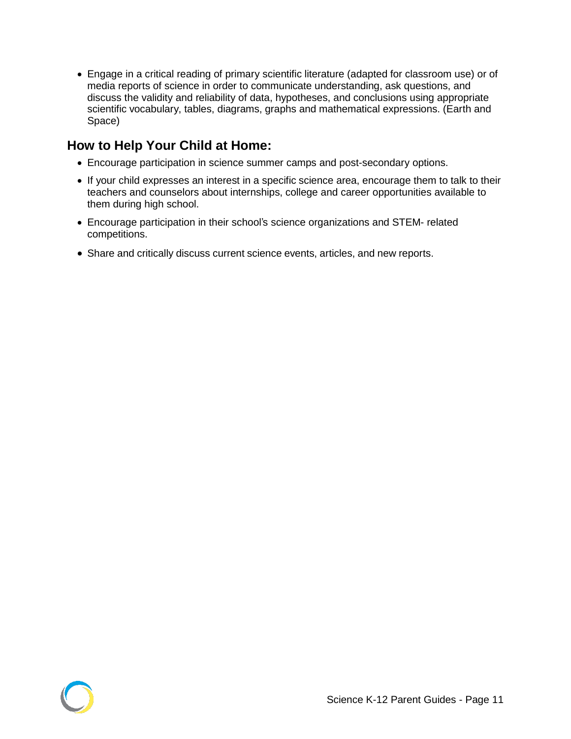- Engage in a critical reading of primary scientific literature (adapted for classroom use) or of media reports of science in order to communicate understanding, ask questions, and discuss the validity and reliability of data, hypotheses, and conclusions using appropriate scientific vocabulary, tables, diagrams, graphs and mathematical expressions. (Earth and Space)

## How to Help Your Child at Home:

- Encourage participation in science summer camps and post-secondary options.
- If your child expresses an interest in a specific science area, encourage them to talk to their teachers and counselors about internships, college and career opportunities available to them during high school.
- Encourage participation in their school's science organizations and STEM- related competitions.
- Share and critically discuss current science events, articles, and new reports.